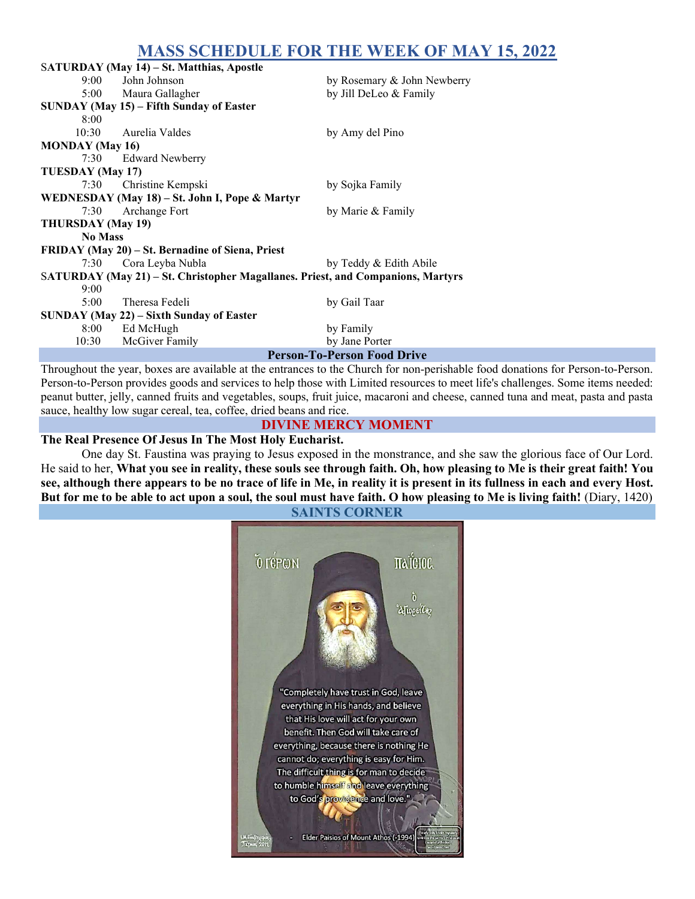# MASS SCHEDULE FOR THE WEEK OF MAY 15, 2022

**SATURDAY (May 14) – St. Matthias, Apostle**

| | | |
|---|---|---|
| 9:00 | John Johnson | by Rosemary & John Newberry |
| 5:00 | Maura Gallagher | by Jill DeLeo & Family |

**SUNDAY (May 15) – Fifth Sunday of Easter**

| | | |
|---|---|---|
| 8:00 | | |
| 10:30 | Aurelia Valdes | by Amy del Pino |

**MONDAY (May 16)**

| | | |
|---|---|---|
| 7:30 | Edward Newberry | |

**TUESDAY (May 17)**

| | | |
|---|---|---|
| 7:30 | Christine Kempski | by Sojka Family |

**WEDNESDAY (May 18) – St. John I, Pope & Martyr**

| | | |
|---|---|---|
| 7:30 | Archange Fort | by Marie & Family |

**THURSDAY (May 19)**

**No Mass**

**FRIDAY (May 20) – St. Bernadine of Siena, Priest**

| | | |
|---|---|---|
| 7:30 | Cora Leyba Nubla | by Teddy & Edith Abile |

**SATURDAY (May 21) – St. Christopher Magallanes. Priest, and Companions, Martyrs**

| | | |
|---|---|---|
| 9:00 | | |
| 5:00 | Theresa Fedeli | by Gail Taar |

**SUNDAY (May 22) – Sixth Sunday of Easter**

| | | |
|---|---|---|
| 8:00 | Ed McHugh | by Family |
| 10:30 | McGiver Family | by Jane Porter |

## Person-To-Person Food Drive

Throughout the year, boxes are available at the entrances to the Church for non-perishable food donations for Person-to-Person. Person-to-Person provides goods and services to help those with Limited resources to meet life's challenges. Some items needed: peanut butter, jelly, canned fruits and vegetables, soups, fruit juice, macaroni and cheese, canned tuna and meat, pasta and pasta sauce, healthy low sugar cereal, tea, coffee, dried beans and rice.

## DIVINE MERCY MOMENT

**The Real Presence Of Jesus In The Most Holy Eucharist.**

One day St. Faustina was praying to Jesus exposed in the monstrance, and she saw the glorious face of Our Lord. He said to her, **What you see in reality, these souls see through faith. Oh, how pleasing to Me is their great faith! You see, although there appears to be no trace of life in Me, in reality it is present in its fullness in each and every Host. But for me to be able to act upon a soul, the soul must have faith. O how pleasing to Me is living faith!** (Diary, 1420)

## SAINTS CORNER

Ὁ Γέρων Παΐσιος ὁ Ἁγιορείτης

"Completely have trust in God, leave everything in His hands, and believe that His love will act for your own benefit. Then God will take care of everything, because there is nothing He cannot do; everything is easy for Him. The difficult thing is for man to decide to humble himself and leave everything to God's providence and love."

– Elder Paisios of Mount Athos (-1994)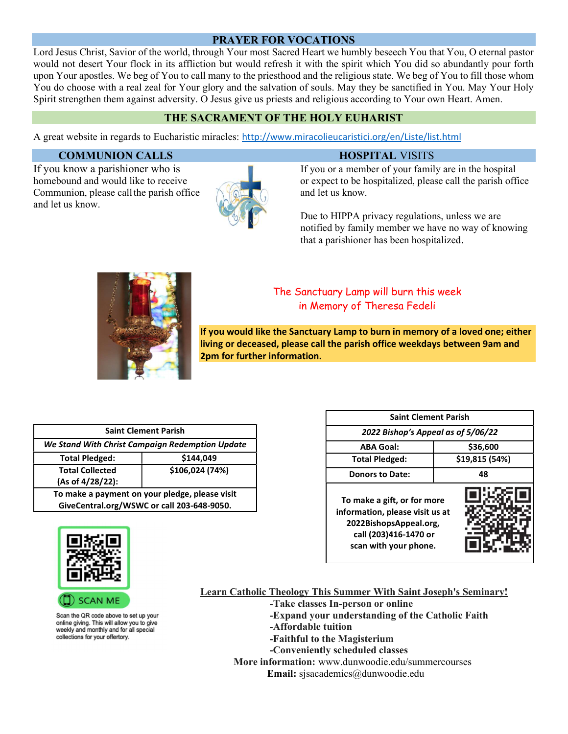## PRAYER FOR VOCATIONS

Lord Jesus Christ, Savior of the world, through Your most Sacred Heart we humbly beseech You that You, O eternal pastor would not desert Your flock in its affliction but would refresh it with the spirit which You did so abundantly pour forth upon Your apostles. We beg of You to call many to the priesthood and the religious state. We beg of You to fill those whom You do choose with a real zeal for Your glory and the salvation of souls. May they be sanctified in You. May Your Holy Spirit strengthen them against adversity. O Jesus give us priests and religious according to Your own Heart. Amen.

## THE SACRAMENT OF THE HOLY EUHARIST

A great website in regards to Eucharistic miracles: http://www.miracolieucaristici.org/en/Liste/list.html

## COMMUNION CALLS

If you know a parishioner who is homebound and would like to receive Communion, please call the parish office and let us know.

## HOSPITAL VISITS

If you or a member of your family are in the hospital or expect to be hospitalized, please call the parish office and let us know.

Due to HIPPA privacy regulations, unless we are notified by family member we have no way of knowing that a parishioner has been hospitalized.

The Sanctuary Lamp will burn this week
in Memory of Theresa Fedeli

**If you would like the Sanctuary Lamp to burn in memory of a loved one; either living or deceased, please call the parish office weekdays between 9am and 2pm for further information.**

| Saint Clement Parish | |
|---|---|
| *We Stand With Christ Campaign Redemption Update* | |
| Total Pledged: | $144,049 |
| Total Collected (As of 4/28/22): | $106,024 (74%) |
| To make a payment on your pledge, please visit GiveCentral.org/WSWC or call 203-648-9050. | |

| Saint Clement Parish | |
|---|---|
| *2022 Bishop's Appeal as of 5/06/22* | |
| ABA Goal: | $36,600 |
| Total Pledged: | $19,815 (54%) |
| Donors to Date: | 48 |
| To make a gift, or for more information, please visit us at 2022BishopsAppeal.org, call (203)416-1470 or scan with your phone. | |

SCAN ME

Scan the QR code above to set up your online giving. This will allow you to give weekly and monthly and for all special collections for your offertory.

**Learn Catholic Theology This Summer With Saint Joseph's Seminary!**

**-Take classes In-person or online**
**-Expand your understanding of the Catholic Faith**
**-Affordable tuition**
**-Faithful to the Magisterium**
**-Conveniently scheduled classes**

**More information:** www.dunwoodie.edu/summercourses
**Email:** sjsacademics@dunwoodie.edu